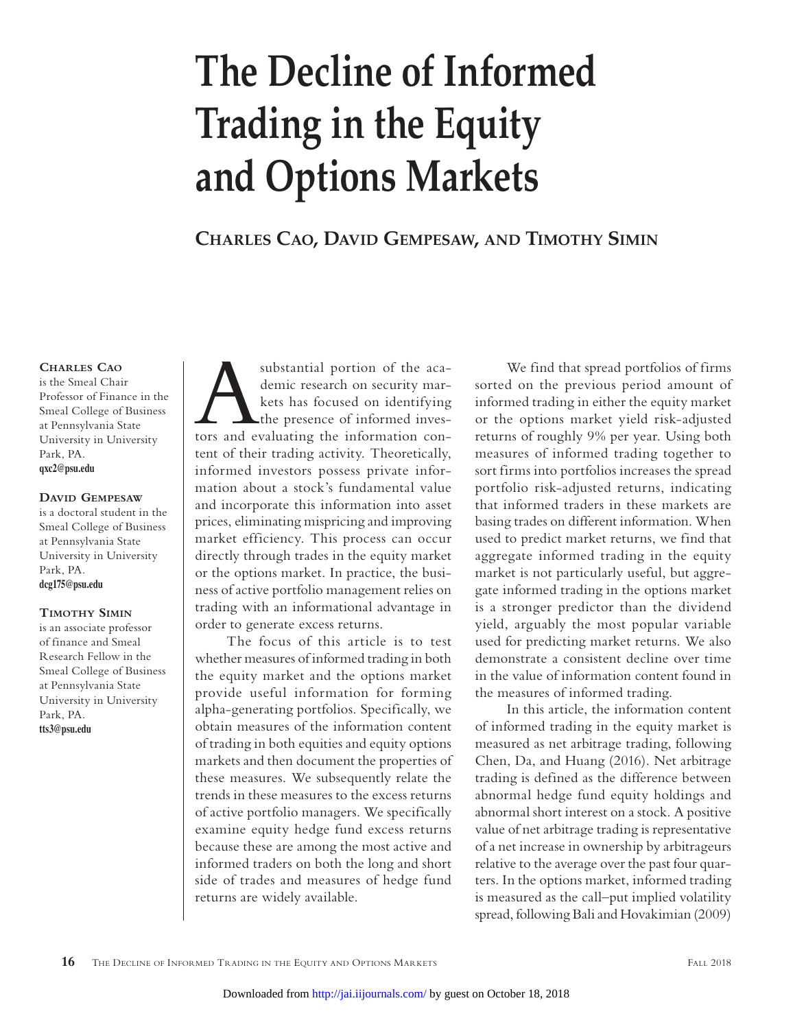# The Decline of Informed Trading in the Equity and Options Markets

**Charles Cao, David Gempesaw, and Timothy Simin**

**Charles Cao** is the Smeal Chair Professor of Finance in the Smeal College of Business at Pennsylvania State University in University Park, PA. qxc2@psu.edu

**David Gempesaw** is a doctoral student in the Smeal College of Business at Pennsylvania State University in University Park, PA. dcg175@psu.edu

**Timothy Simin** is an associate professor of finance and Smeal Research Fellow in the Smeal College of Business at Pennsylvania State University in University Park, PA. tts3@psu.edu

A substantial portion of the academic research on security markets has focused on identifying the presence of informed investors and evaluating the information content of their trading activity. Theoretically, informed investors possess private information about a stock's fundamental value and incorporate this information into asset prices, eliminating mispricing and improving market efficiency. This process can occur directly through trades in the equity market or the options market. In practice, the business of active portfolio management relies on trading with an informational advantage in order to generate excess returns.

The focus of this article is to test whether measures of informed trading in both the equity market and the options market provide useful information for forming alpha-generating portfolios. Specifically, we obtain measures of the information content of trading in both equities and equity options markets and then document the properties of these measures. We subsequently relate the trends in these measures to the excess returns of active portfolio managers. We specifically examine equity hedge fund excess returns because these are among the most active and informed traders on both the long and short side of trades and measures of hedge fund returns are widely available.

We find that spread portfolios of firms sorted on the previous period amount of informed trading in either the equity market or the options market yield risk-adjusted returns of roughly 9% per year. Using both measures of informed trading together to sort firms into portfolios increases the spread portfolio risk-adjusted returns, indicating that informed traders in these markets are basing trades on different information. When used to predict market returns, we find that aggregate informed trading in the equity market is not particularly useful, but aggregate informed trading in the options market is a stronger predictor than the dividend yield, arguably the most popular variable used for predicting market returns. We also demonstrate a consistent decline over time in the value of information content found in the measures of informed trading.

In this article, the information content of informed trading in the equity market is measured as net arbitrage trading, following Chen, Da, and Huang (2016). Net arbitrage trading is defined as the difference between abnormal hedge fund equity holdings and abnormal short interest on a stock. A positive value of net arbitrage trading is representative of a net increase in ownership by arbitrageurs relative to the average over the past four quarters. In the options market, informed trading is measured as the call–put implied volatility spread, following Bali and Hovakimian (2009)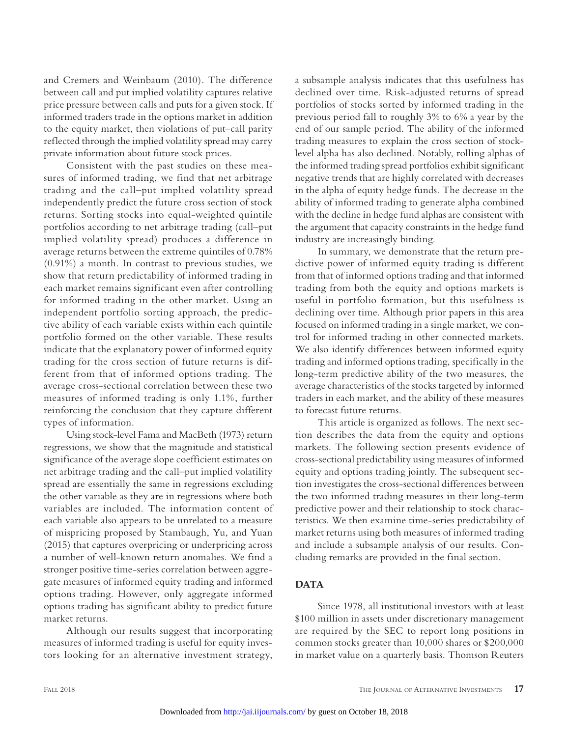and Cremers and Weinbaum (2010). The difference between call and put implied volatility captures relative price pressure between calls and puts for a given stock. If informed traders trade in the options market in addition to the equity market, then violations of put–call parity reflected through the implied volatility spread may carry private information about future stock prices.

Consistent with the past studies on these measures of informed trading, we find that net arbitrage trading and the call–put implied volatility spread independently predict the future cross section of stock returns. Sorting stocks into equal-weighted quintile portfolios according to net arbitrage trading (call–put implied volatility spread) produces a difference in average returns between the extreme quintiles of 0.78% (0.91%) a month. In contrast to previous studies, we show that return predictability of informed trading in each market remains significant even after controlling for informed trading in the other market. Using an independent portfolio sorting approach, the predictive ability of each variable exists within each quintile portfolio formed on the other variable. These results indicate that the explanatory power of informed equity trading for the cross section of future returns is different from that of informed options trading. The average cross-sectional correlation between these two measures of informed trading is only 1.1%, further reinforcing the conclusion that they capture different types of information.

Using stock-level Fama and MacBeth (1973) return regressions, we show that the magnitude and statistical significance of the average slope coefficient estimates on net arbitrage trading and the call–put implied volatility spread are essentially the same in regressions excluding the other variable as they are in regressions where both variables are included. The information content of each variable also appears to be unrelated to a measure of mispricing proposed by Stambaugh, Yu, and Yuan (2015) that captures overpricing or underpricing across a number of well-known return anomalies. We find a stronger positive time-series correlation between aggregate measures of informed equity trading and informed options trading. However, only aggregate informed options trading has significant ability to predict future market returns.

Although our results suggest that incorporating measures of informed trading is useful for equity investors looking for an alternative investment strategy, a subsample analysis indicates that this usefulness has declined over time. Risk-adjusted returns of spread portfolios of stocks sorted by informed trading in the previous period fall to roughly 3% to 6% a year by the end of our sample period. The ability of the informed trading measures to explain the cross section of stock-level alpha has also declined. Notably, rolling alphas of the informed trading spread portfolios exhibit significant negative trends that are highly correlated with decreases in the alpha of equity hedge funds. The decrease in the ability of informed trading to generate alpha combined with the decline in hedge fund alphas are consistent with the argument that capacity constraints in the hedge fund industry are increasingly binding.

In summary, we demonstrate that the return predictive power of informed equity trading is different from that of informed options trading and that informed trading from both the equity and options markets is useful in portfolio formation, but this usefulness is declining over time. Although prior papers in this area focused on informed trading in a single market, we control for informed trading in other connected markets. We also identify differences between informed equity trading and informed options trading, specifically in the long-term predictive ability of the two measures, the average characteristics of the stocks targeted by informed traders in each market, and the ability of these measures to forecast future returns.

This article is organized as follows. The next section describes the data from the equity and options markets. The following section presents evidence of cross-sectional predictability using measures of informed equity and options trading jointly. The subsequent section investigates the cross-sectional differences between the two informed trading measures in their long-term predictive power and their relationship to stock characteristics. We then examine time-series predictability of market returns using both measures of informed trading and include a subsample analysis of our results. Concluding remarks are provided in the final section.

## DATA

Since 1978, all institutional investors with at least $100 million in assets under discretionary management are required by the SEC to report long positions in common stocks greater than 10,000 shares or $200,000 in market value on a quarterly basis. Thomson Reuters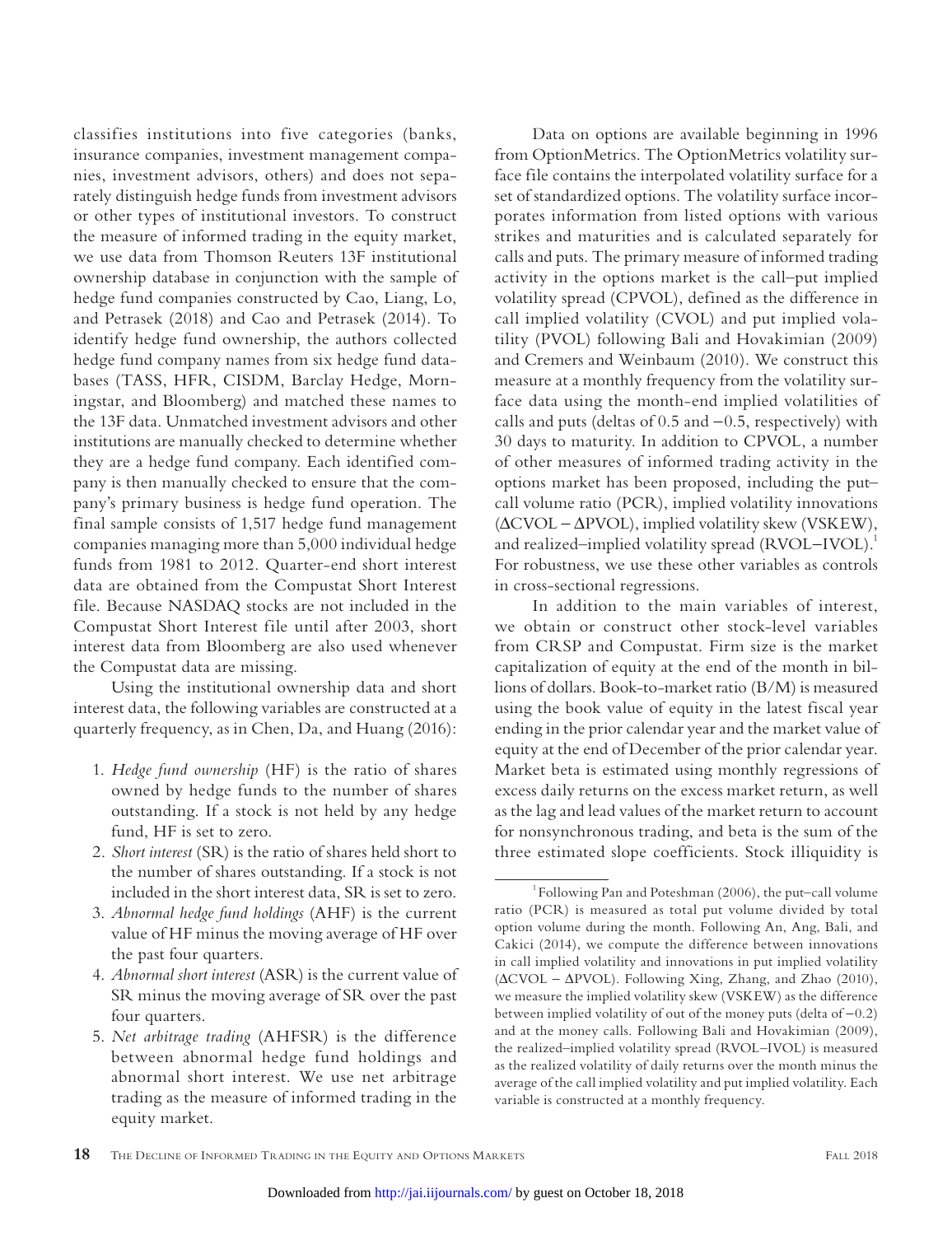classifies institutions into five categories (banks, insurance companies, investment management companies, investment advisors, others) and does not separately distinguish hedge funds from investment advisors or other types of institutional investors. To construct the measure of informed trading in the equity market, we use data from Thomson Reuters 13F institutional ownership database in conjunction with the sample of hedge fund companies constructed by Cao, Liang, Lo, and Petrasek (2018) and Cao and Petrasek (2014). To identify hedge fund ownership, the authors collected hedge fund company names from six hedge fund databases (TASS, HFR, CISDM, Barclay Hedge, Morningstar, and Bloomberg) and matched these names to the 13F data. Unmatched investment advisors and other institutions are manually checked to determine whether they are a hedge fund company. Each identified company is then manually checked to ensure that the company's primary business is hedge fund operation. The final sample consists of 1,517 hedge fund management companies managing more than 5,000 individual hedge funds from 1981 to 2012. Quarter-end short interest data are obtained from the Compustat Short Interest file. Because NASDAQ stocks are not included in the Compustat Short Interest file until after 2003, short interest data from Bloomberg are also used whenever the Compustat data are missing.

Using the institutional ownership data and short interest data, the following variables are constructed at a quarterly frequency, as in Chen, Da, and Huang (2016):

1. *Hedge fund ownership* (HF) is the ratio of shares owned by hedge funds to the number of shares outstanding. If a stock is not held by any hedge fund, HF is set to zero.
2. *Short interest* (SR) is the ratio of shares held short to the number of shares outstanding. If a stock is not included in the short interest data, SR is set to zero.
3. *Abnormal hedge fund holdings* (AHF) is the current value of HF minus the moving average of HF over the past four quarters.
4. *Abnormal short interest* (ASR) is the current value of SR minus the moving average of SR over the past four quarters.
5. *Net arbitrage trading* (AHFSR) is the difference between abnormal hedge fund holdings and abnormal short interest. We use net arbitrage trading as the measure of informed trading in the equity market.

Data on options are available beginning in 1996 from OptionMetrics. The OptionMetrics volatility surface file contains the interpolated volatility surface for a set of standardized options. The volatility surface incorporates information from listed options with various strikes and maturities and is calculated separately for calls and puts. The primary measure of informed trading activity in the options market is the call–put implied volatility spread (CPVOL), defined as the difference in call implied volatility (CVOL) and put implied volatility (PVOL) following Bali and Hovakimian (2009) and Cremers and Weinbaum (2010). We construct this measure at a monthly frequency from the volatility surface data using the month-end implied volatilities of calls and puts (deltas of 0.5 and −0.5, respectively) with 30 days to maturity. In addition to CPVOL, a number of other measures of informed trading activity in the options market has been proposed, including the put–call volume ratio (PCR), implied volatility innovations ($\Delta$CVOL − $\Delta$PVOL), implied volatility skew (VSKEW), and realized–implied volatility spread (RVOL−IVOL).[1] For robustness, we use these other variables as controls in cross-sectional regressions.

In addition to the main variables of interest, we obtain or construct other stock-level variables from CRSP and Compustat. Firm size is the market capitalization of equity at the end of the month in billions of dollars. Book-to-market ratio (B/M) is measured using the book value of equity in the latest fiscal year ending in the prior calendar year and the market value of equity at the end of December of the prior calendar year. Market beta is estimated using monthly regressions of excess daily returns on the excess market return, as well as the lag and lead values of the market return to account for nonsynchronous trading, and beta is the sum of the three estimated slope coefficients. Stock illiquidity is

[1] Following Pan and Poteshman (2006), the put–call volume ratio (PCR) is measured as total put volume divided by total option volume during the month. Following An, Ang, Bali, and Cakici (2014), we compute the difference between innovations in call implied volatility and innovations in put implied volatility ($\Delta$CVOL − $\Delta$PVOL). Following Xing, Zhang, and Zhao (2010), we measure the implied volatility skew (VSKEW) as the difference between implied volatility of out of the money puts (delta of −0.2) and at the money calls. Following Bali and Hovakimian (2009), the realized–implied volatility spread (RVOL−IVOL) is measured as the realized volatility of daily returns over the month minus the average of the call implied volatility and put implied volatility. Each variable is constructed at a monthly frequency.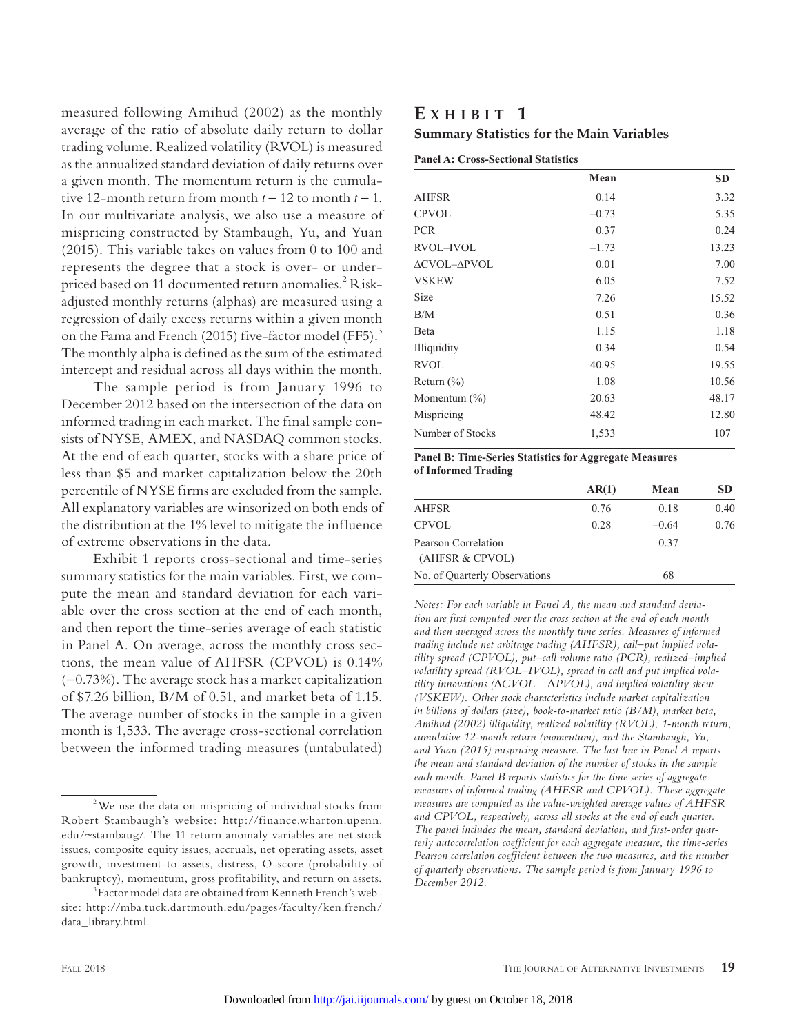measured following Amihud (2002) as the monthly average of the ratio of absolute daily return to dollar trading volume. Realized volatility (RVOL) is measured as the annualized standard deviation of daily returns over a given month. The momentum return is the cumulative 12-month return from month $t - 12$ to month $t - 1$. In our multivariate analysis, we also use a measure of mispricing constructed by Stambaugh, Yu, and Yuan (2015). This variable takes on values from 0 to 100 and represents the degree that a stock is over- or underpriced based on 11 documented return anomalies.[2] Risk-adjusted monthly returns (alphas) are measured using a regression of daily excess returns within a given month on the Fama and French (2015) five-factor model (FF5).[3] The monthly alpha is defined as the sum of the estimated intercept and residual across all days within the month.

The sample period is from January 1996 to December 2012 based on the intersection of the data on informed trading in each market. The final sample consists of NYSE, AMEX, and NASDAQ common stocks. At the end of each quarter, stocks with a share price of less than \$5 and market capitalization below the 20th percentile of NYSE firms are excluded from the sample. All explanatory variables are winsorized on both ends of the distribution at the 1% level to mitigate the influence of extreme observations in the data.

Exhibit 1 reports cross-sectional and time-series summary statistics for the main variables. First, we compute the mean and standard deviation for each variable over the cross section at the end of each month, and then report the time-series average of each statistic in Panel A. On average, across the monthly cross sections, the mean value of AHFSR (CPVOL) is 0.14% (−0.73%). The average stock has a market capitalization of \$7.26 billion, B/M of 0.51, and market beta of 1.15. The average number of stocks in the sample in a given month is 1,533. The average cross-sectional correlation between the informed trading measures (untabulated)

## EXHIBIT 1

**Summary Statistics for the Main Variables**

**Panel A: Cross-Sectional Statistics**

| | Mean | SD |
|---|---|---|
| AHFSR | 0.14 | 3.32 |
| CPVOL | −0.73 | 5.35 |
| PCR | 0.37 | 0.24 |
| RVOL–IVOL | −1.73 | 13.23 |
| ΔCVOL–ΔPVOL | 0.01 | 7.00 |
| VSKEW | 6.05 | 7.52 |
| Size | 7.26 | 15.52 |
| B/M | 0.51 | 0.36 |
| Beta | 1.15 | 1.18 |
| Illiquidity | 0.34 | 0.54 |
| RVOL | 40.95 | 19.55 |
| Return (%) | 1.08 | 10.56 |
| Momentum (%) | 20.63 | 48.17 |
| Mispricing | 48.42 | 12.80 |
| Number of Stocks | 1,533 | 107 |

**Panel B: Time-Series Statistics for Aggregate Measures of Informed Trading**

| | AR(1) | Mean | SD |
|---|---|---|---|
| AHFSR | 0.76 | 0.18 | 0.40 |
| CPVOL | 0.28 | −0.64 | 0.76 |
| Pearson Correlation (AHFSR & CPVOL) | | 0.37 | |
| No. of Quarterly Observations | | 68 | |

*Notes: For each variable in Panel A, the mean and standard deviation are first computed over the cross section at the end of each month and then averaged across the monthly time series. Measures of informed trading include net arbitrage trading (AHFSR), call–put implied volatility spread (CPVOL), put–call volume ratio (PCR), realized–implied volatility spread (RVOL–IVOL), spread in call and put implied volatility innovations ($\Delta CVOL - \Delta PVOL$), and implied volatility skew (VSKEW). Other stock characteristics include market capitalization in billions of dollars (size), book-to-market ratio (B/M), market beta, Amihud (2002) illiquidity, realized volatility (RVOL), 1-month return, cumulative 12-month return (momentum), and the Stambaugh, Yu, and Yuan (2015) mispricing measure. The last line in Panel A reports the mean and standard deviation of the number of stocks in the sample each month. Panel B reports statistics for the time series of aggregate measures of informed trading (AHFSR and CPVOL). These aggregate measures are computed as the value-weighted average values of AHFSR and CPVOL, respectively, across all stocks at the end of each quarter. The panel includes the mean, standard deviation, and first-order quarterly autocorrelation coefficient for each aggregate measure, the time-series Pearson correlation coefficient between the two measures, and the number of quarterly observations. The sample period is from January 1996 to December 2012.*

---

[2] We use the data on mispricing of individual stocks from Robert Stambaugh's website: http://finance.wharton.upenn.edu/~stambaug/. The 11 return anomaly variables are net stock issues, composite equity issues, accruals, net operating assets, asset growth, investment-to-assets, distress, O-score (probability of bankruptcy), momentum, gross profitability, and return on assets.

[3] Factor model data are obtained from Kenneth French's website: http://mba.tuck.dartmouth.edu/pages/faculty/ken.french/data_library.html.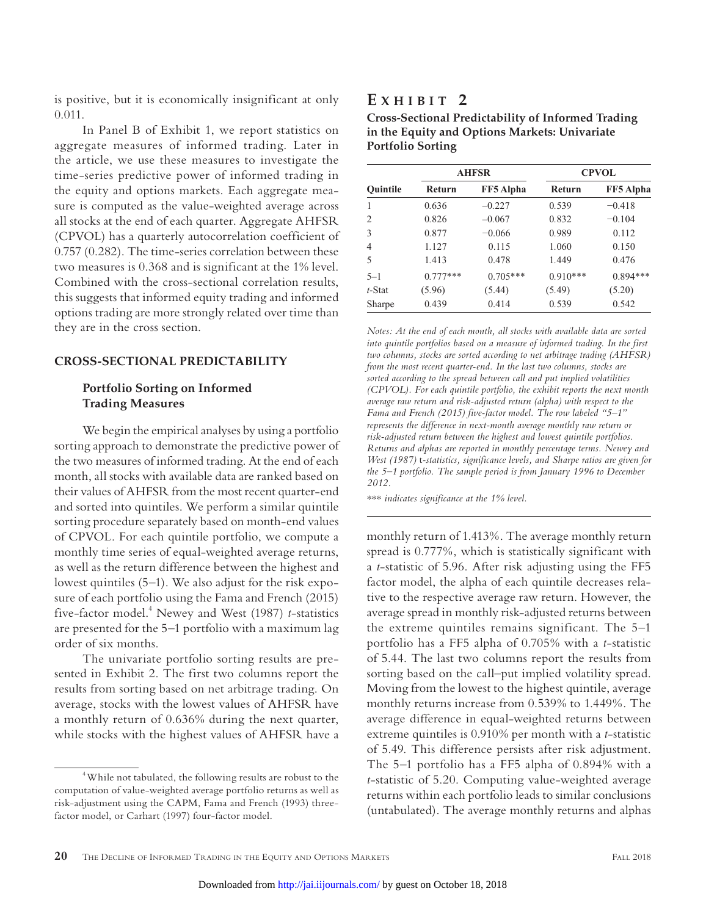is positive, but it is economically insignificant at only 0.011.

In Panel B of Exhibit 1, we report statistics on aggregate measures of informed trading. Later in the article, we use these measures to investigate the time-series predictive power of informed trading in the equity and options markets. Each aggregate measure is computed as the value-weighted average across all stocks at the end of each quarter. Aggregate AHFSR (CPVOL) has a quarterly autocorrelation coefficient of 0.757 (0.282). The time-series correlation between these two measures is 0.368 and is significant at the 1% level. Combined with the cross-sectional correlation results, this suggests that informed equity trading and informed options trading are more strongly related over time than they are in the cross section.

## CROSS-SECTIONAL PREDICTABILITY

### Portfolio Sorting on Informed Trading Measures

We begin the empirical analyses by using a portfolio sorting approach to demonstrate the predictive power of the two measures of informed trading. At the end of each month, all stocks with available data are ranked based on their values of AHFSR from the most recent quarter-end and sorted into quintiles. We perform a similar quintile sorting procedure separately based on month-end values of CPVOL. For each quintile portfolio, we compute a monthly time series of equal-weighted average returns, as well as the return difference between the highest and lowest quintiles (5–1). We also adjust for the risk exposure of each portfolio using the Fama and French (2015) five-factor model.[4] Newey and West (1987) *t*-statistics are presented for the 5–1 portfolio with a maximum lag order of six months.

The univariate portfolio sorting results are presented in Exhibit 2. The first two columns report the results from sorting based on net arbitrage trading. On average, stocks with the lowest values of AHFSR have a monthly return of 0.636% during the next quarter, while stocks with the highest values of AHFSR have a monthly return of 1.413%. The average monthly return spread is 0.777%, which is statistically significant with a *t*-statistic of 5.96. After risk adjusting using the FF5 factor model, the alpha of each quintile decreases relative to the respective average raw return. However, the average spread in monthly risk-adjusted returns between the extreme quintiles remains significant. The 5–1 portfolio has a FF5 alpha of 0.705% with a *t*-statistic of 5.44. The last two columns report the results from sorting based on the call–put implied volatility spread. Moving from the lowest to the highest quintile, average monthly returns increase from 0.539% to 1.449%. The average difference in equal-weighted returns between extreme quintiles is 0.910% per month with a *t*-statistic of 5.49. This difference persists after risk adjustment. The 5–1 portfolio has a FF5 alpha of 0.894% with a *t*-statistic of 5.20. Computing value-weighted average returns within each portfolio leads to similar conclusions (untabulated). The average monthly returns and alphas

## EXHIBIT 2

**Cross-Sectional Predictability of Informed Trading in the Equity and Options Markets: Univariate Portfolio Sorting**

| | AHFSR | | CPVOL | |
|---|---|---|---|---|
| **Quintile** | **Return** | **FF5 Alpha** | **Return** | **FF5 Alpha** |
| 1 | 0.636 | –0.227 | 0.539 | –0.418 |
| 2 | 0.826 | –0.067 | 0.832 | –0.104 |
| 3 | 0.877 | –0.066 | 0.989 | 0.112 |
| 4 | 1.127 | 0.115 | 1.060 | 0.150 |
| 5 | 1.413 | 0.478 | 1.449 | 0.476 |
| 5–1 | 0.777*** | 0.705*** | 0.910*** | 0.894*** |
| *t*-Stat | (5.96) | (5.44) | (5.49) | (5.20) |
| Sharpe | 0.439 | 0.414 | 0.539 | 0.542 |

*Notes: At the end of each month, all stocks with available data are sorted into quintile portfolios based on a measure of informed trading. In the first two columns, stocks are sorted according to net arbitrage trading (AHFSR) from the most recent quarter-end. In the last two columns, stocks are sorted according to the spread between call and put implied volatilities (CPVOL). For each quintile portfolio, the exhibit reports the next month average raw return and risk-adjusted return (alpha) with respect to the Fama and French (2015) five-factor model. The row labeled "5–1" represents the difference in next-month average monthly raw return or risk-adjusted return between the highest and lowest quintile portfolios. Returns and alphas are reported in monthly percentage terms. Newey and West (1987) t-statistics, significance levels, and Sharpe ratios are given for the 5–1 portfolio. The sample period is from January 1996 to December 2012.*

*\*\*\* indicates significance at the 1% level.*

[4] While not tabulated, the following results are robust to the computation of value-weighted average portfolio returns as well as risk-adjustment using the CAPM, Fama and French (1993) three-factor model, or Carhart (1997) four-factor model.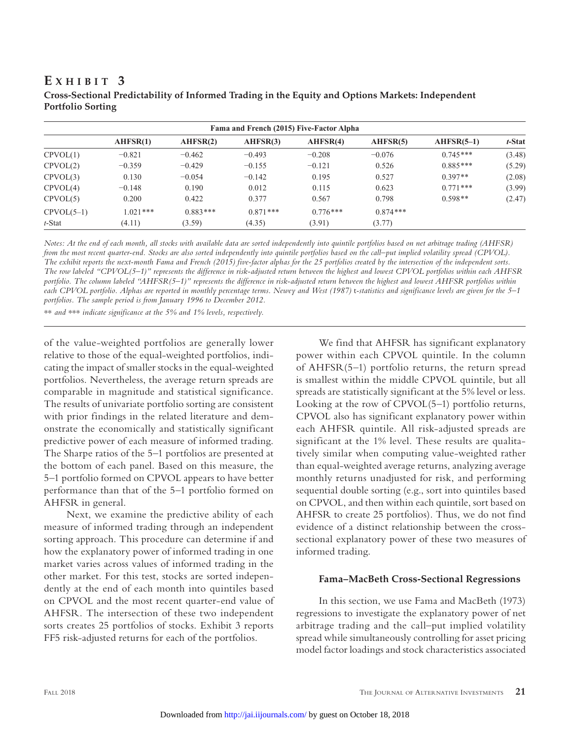## Exhibit 3

**Cross-Sectional Predictability of Informed Trading in the Equity and Options Markets: Independent Portfolio Sorting**

| | Fama and French (2015) Five-Factor Alpha | | | | | | |
|---|---|---|---|---|---|---|---|
| | **AHFSR(1)** | **AHFSR(2)** | **AHFSR(3)** | **AHFSR(4)** | **AHFSR(5)** | **AHFSR(5–1)** | ***t*-Stat** |
| CPVOL(1) | −0.821 | −0.462 | −0.493 | −0.208 | −0.076 | 0.745*** | (3.48) |
| CPVOL(2) | −0.359 | −0.429 | −0.155 | −0.121 | 0.526 | 0.885*** | (5.29) |
| CPVOL(3) | 0.130 | −0.054 | −0.142 | 0.195 | 0.527 | 0.397** | (2.08) |
| CPVOL(4) | −0.148 | 0.190 | 0.012 | 0.115 | 0.623 | 0.771*** | (3.99) |
| CPVOL(5) | 0.200 | 0.422 | 0.377 | 0.567 | 0.798 | 0.598** | (2.47) |
| CPVOL(5–1) | 1.021*** | 0.883*** | 0.871*** | 0.776*** | 0.874*** | | |
| *t*-Stat | (4.11) | (3.59) | (4.35) | (3.91) | (3.77) | | |

*Notes: At the end of each month, all stocks with available data are sorted independently into quintile portfolios based on net arbitrage trading (AHFSR) from the most recent quarter-end. Stocks are also sorted independently into quintile portfolios based on the call–put implied volatility spread (CPVOL). The exhibit reports the next-month Fama and French (2015) five-factor alphas for the 25 portfolios created by the intersection of the independent sorts. The row labeled "CPVOL(5–1)" represents the difference in risk-adjusted return between the highest and lowest CPVOL portfolios within each AHFSR portfolio. The column labeled "AHFSR(5–1)" represents the difference in risk-adjusted return between the highest and lowest AHFSR portfolios within each CPVOL portfolio. Alphas are reported in monthly percentage terms. Newey and West (1987)* t*-statistics and significance levels are given for the 5–1 portfolios. The sample period is from January 1996 to December 2012.*

*\*\* and \*\*\* indicate significance at the 5% and 1% levels, respectively.*

of the value-weighted portfolios are generally lower relative to those of the equal-weighted portfolios, indicating the impact of smaller stocks in the equal-weighted portfolios. Nevertheless, the average return spreads are comparable in magnitude and statistical significance. The results of univariate portfolio sorting are consistent with prior findings in the related literature and demonstrate the economically and statistically significant predictive power of each measure of informed trading. The Sharpe ratios of the 5–1 portfolios are presented at the bottom of each panel. Based on this measure, the 5–1 portfolio formed on CPVOL appears to have better performance than that of the 5–1 portfolio formed on AHFSR in general.

Next, we examine the predictive ability of each measure of informed trading through an independent sorting approach. This procedure can determine if and how the explanatory power of informed trading in one market varies across values of informed trading in the other market. For this test, stocks are sorted independently at the end of each month into quintiles based on CPVOL and the most recent quarter-end value of AHFSR. The intersection of these two independent sorts creates 25 portfolios of stocks. Exhibit 3 reports FF5 risk-adjusted returns for each of the portfolios.

We find that AHFSR has significant explanatory power within each CPVOL quintile. In the column of AHFSR(5–1) portfolio returns, the return spread is smallest within the middle CPVOL quintile, but all spreads are statistically significant at the 5% level or less. Looking at the row of CPVOL(5–1) portfolio returns, CPVOL also has significant explanatory power within each AHFSR quintile. All risk-adjusted spreads are significant at the 1% level. These results are qualitatively similar when computing value-weighted rather than equal-weighted average returns, analyzing average monthly returns unadjusted for risk, and performing sequential double sorting (e.g., sort into quintiles based on CPVOL, and then within each quintile, sort based on AHFSR to create 25 portfolios). Thus, we do not find evidence of a distinct relationship between the cross-sectional explanatory power of these two measures of informed trading.

### Fama–MacBeth Cross-Sectional Regressions

In this section, we use Fama and MacBeth (1973) regressions to investigate the explanatory power of net arbitrage trading and the call–put implied volatility spread while simultaneously controlling for asset pricing model factor loadings and stock characteristics associated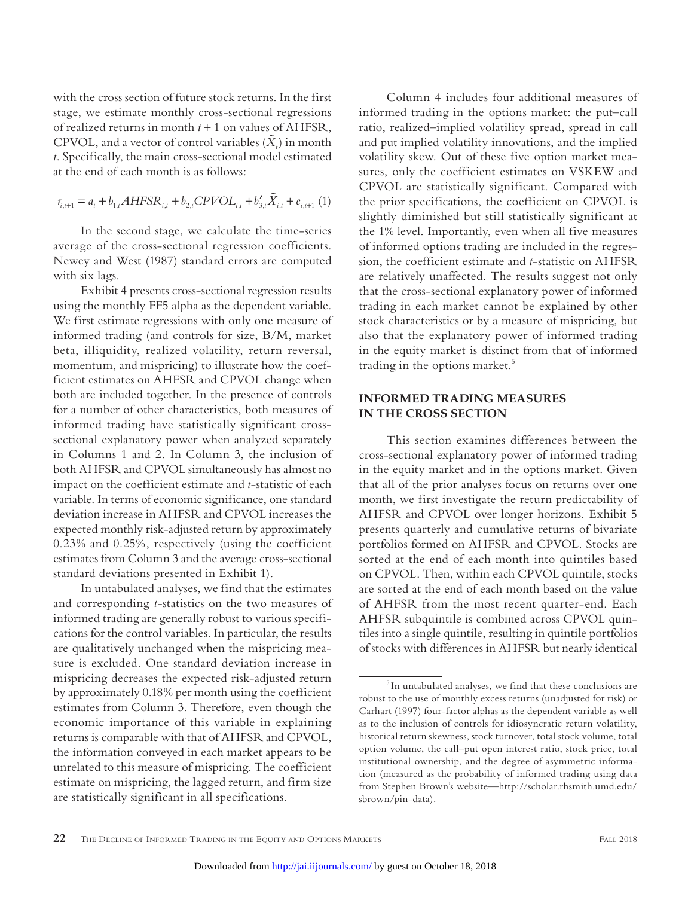with the cross section of future stock returns. In the first stage, we estimate monthly cross-sectional regressions of realized returns in month $t + 1$ on values of AHFSR, CPVOL, and a vector of control variables ($\tilde{X}_t$) in month $t$. Specifically, the main cross-sectional model estimated at the end of each month is as follows:

$$r_{i,t+1} = a_t + b_{1,t} AHFSR_{i,t} + b_{2,t} CPVOL_{i,t} + b'_{3,t} \tilde{X}_{i,t} + e_{i,t+1} \quad (1)$$

In the second stage, we calculate the time-series average of the cross-sectional regression coefficients. Newey and West (1987) standard errors are computed with six lags.

Exhibit 4 presents cross-sectional regression results using the monthly FF5 alpha as the dependent variable. We first estimate regressions with only one measure of informed trading (and controls for size, B/M, market beta, illiquidity, realized volatility, return reversal, momentum, and mispricing) to illustrate how the coefficient estimates on AHFSR and CPVOL change when both are included together. In the presence of controls for a number of other characteristics, both measures of informed trading have statistically significant cross-sectional explanatory power when analyzed separately in Columns 1 and 2. In Column 3, the inclusion of both AHFSR and CPVOL simultaneously has almost no impact on the coefficient estimate and $t$-statistic of each variable. In terms of economic significance, one standard deviation increase in AHFSR and CPVOL increases the expected monthly risk-adjusted return by approximately 0.23% and 0.25%, respectively (using the coefficient estimates from Column 3 and the average cross-sectional standard deviations presented in Exhibit 1).

In untabulated analyses, we find that the estimates and corresponding $t$-statistics on the two measures of informed trading are generally robust to various specifications for the control variables. In particular, the results are qualitatively unchanged when the mispricing measure is excluded. One standard deviation increase in mispricing decreases the expected risk-adjusted return by approximately 0.18% per month using the coefficient estimates from Column 3. Therefore, even though the economic importance of this variable in explaining returns is comparable with that of AHFSR and CPVOL, the information conveyed in each market appears to be unrelated to this measure of mispricing. The coefficient estimate on mispricing, the lagged return, and firm size are statistically significant in all specifications.

Column 4 includes four additional measures of informed trading in the options market: the put–call ratio, realized–implied volatility spread, spread in call and put implied volatility innovations, and the implied volatility skew. Out of these five option market measures, only the coefficient estimates on VSKEW and CPVOL are statistically significant. Compared with the prior specifications, the coefficient on CPVOL is slightly diminished but still statistically significant at the 1% level. Importantly, even when all five measures of informed options trading are included in the regression, the coefficient estimate and $t$-statistic on AHFSR are relatively unaffected. The results suggest not only that the cross-sectional explanatory power of informed trading in each market cannot be explained by other stock characteristics or by a measure of mispricing, but also that the explanatory power of informed trading in the equity market is distinct from that of informed trading in the options market.[5]

## INFORMED TRADING MEASURES IN THE CROSS SECTION

This section examines differences between the cross-sectional explanatory power of informed trading in the equity market and in the options market. Given that all of the prior analyses focus on returns over one month, we first investigate the return predictability of AHFSR and CPVOL over longer horizons. Exhibit 5 presents quarterly and cumulative returns of bivariate portfolios formed on AHFSR and CPVOL. Stocks are sorted at the end of each month into quintiles based on CPVOL. Then, within each CPVOL quintile, stocks are sorted at the end of each month based on the value of AHFSR from the most recent quarter-end. Each AHFSR subquintile is combined across CPVOL quintiles into a single quintile, resulting in quintile portfolios of stocks with differences in AHFSR but nearly identical

[5] In untabulated analyses, we find that these conclusions are robust to the use of monthly excess returns (unadjusted for risk) or Carhart (1997) four-factor alphas as the dependent variable as well as to the inclusion of controls for idiosyncratic return volatility, historical return skewness, stock turnover, total stock volume, total option volume, the call–put open interest ratio, stock price, total institutional ownership, and the degree of asymmetric information (measured as the probability of informed trading using data from Stephen Brown's website—http://scholar.rhsmith.umd.edu/sbrown/pin-data).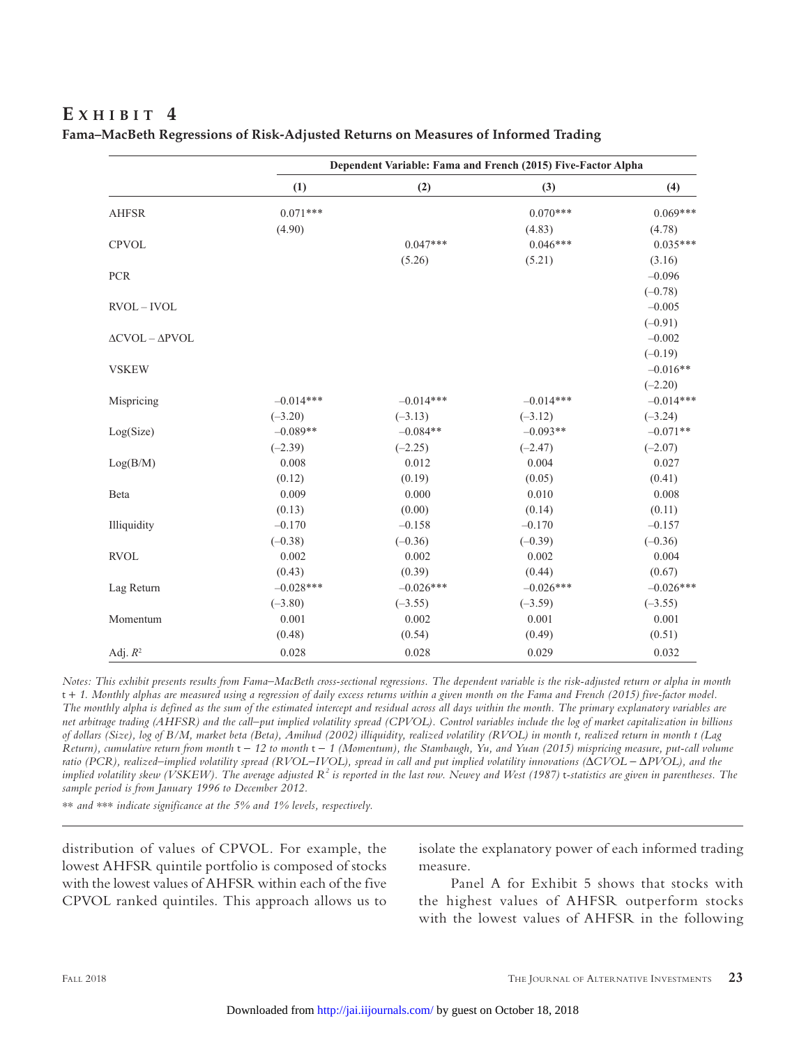## EXHIBIT 4

**Fama–MacBeth Regressions of Risk-Adjusted Returns on Measures of Informed Trading**

| | Dependent Variable: Fama and French (2015) Five-Factor Alpha | | | |
|---|---|---|---|---|
| | **(1)** | **(2)** | **(3)** | **(4)** |
| AHFSR | 0.071*** | | 0.070*** | 0.069*** |
| | (4.90) | | (4.83) | (4.78) |
| CPVOL | | 0.047*** | 0.046*** | 0.035*** |
| | | (5.26) | (5.21) | (3.16) |
| PCR | | | | –0.096 |
| | | | | (–0.78) |
| RVOL – IVOL | | | | –0.005 |
| | | | | (–0.91) |
| ΔCVOL – ΔPVOL | | | | –0.002 |
| | | | | (–0.19) |
| VSKEW | | | | –0.016** |
| | | | | (–2.20) |
| Mispricing | –0.014*** | –0.014*** | –0.014*** | –0.014*** |
| | (–3.20) | (–3.13) | (–3.12) | (–3.24) |
| Log(Size) | –0.089** | –0.084** | –0.093** | –0.071** |
| | (–2.39) | (–2.25) | (–2.47) | (–2.07) |
| Log(B/M) | 0.008 | 0.012 | 0.004 | 0.027 |
| | (0.12) | (0.19) | (0.05) | (0.41) |
| Beta | 0.009 | 0.000 | 0.010 | 0.008 |
| | (0.13) | (0.00) | (0.14) | (0.11) |
| Illiquidity | –0.170 | –0.158 | –0.170 | –0.157 |
| | (–0.38) | (–0.36) | (–0.39) | (–0.36) |
| RVOL | 0.002 | 0.002 | 0.002 | 0.004 |
| | (0.43) | (0.39) | (0.44) | (0.67) |
| Lag Return | –0.028*** | –0.026*** | –0.026*** | –0.026*** |
| | (–3.80) | (–3.55) | (–3.59) | (–3.55) |
| Momentum | 0.001 | 0.002 | 0.001 | 0.001 |
| | (0.48) | (0.54) | (0.49) | (0.51) |
| Adj. $R^2$ | 0.028 | 0.028 | 0.029 | 0.032 |

*Notes: This exhibit presents results from Fama–MacBeth cross-sectional regressions. The dependent variable is the risk-adjusted return or alpha in month $t + 1$. Monthly alphas are measured using a regression of daily excess returns within a given month on the Fama and French (2015) five-factor model. The monthly alpha is defined as the sum of the estimated intercept and residual across all days within the month. The primary explanatory variables are net arbitrage trading (AHFSR) and the call–put implied volatility spread (CPVOL). Control variables include the log of market capitalization in billions of dollars (Size), log of B/M, market beta (Beta), Amihud (2002) illiquidity, realized volatility (RVOL) in month t, realized return in month t (Lag Return), cumulative return from month $t - 12$ to month $t - 1$ (Momentum), the Stambaugh, Yu, and Yuan (2015) mispricing measure, put-call volume ratio (PCR), realized–implied volatility spread (RVOL–IVOL), spread in call and put implied volatility innovations (ΔCVOL – ΔPVOL), and the implied volatility skew (VSKEW). The average adjusted $R^2$ is reported in the last row. Newey and West (1987) t-statistics are given in parentheses. The sample period is from January 1996 to December 2012.*

*\*\* and \*\*\* indicate significance at the 5% and 1% levels, respectively.*

distribution of values of CPVOL. For example, the lowest AHFSR quintile portfolio is composed of stocks with the lowest values of AHFSR within each of the five CPVOL ranked quintiles. This approach allows us to isolate the explanatory power of each informed trading measure.

Panel A for Exhibit 5 shows that stocks with the highest values of AHFSR outperform stocks with the lowest values of AHFSR in the following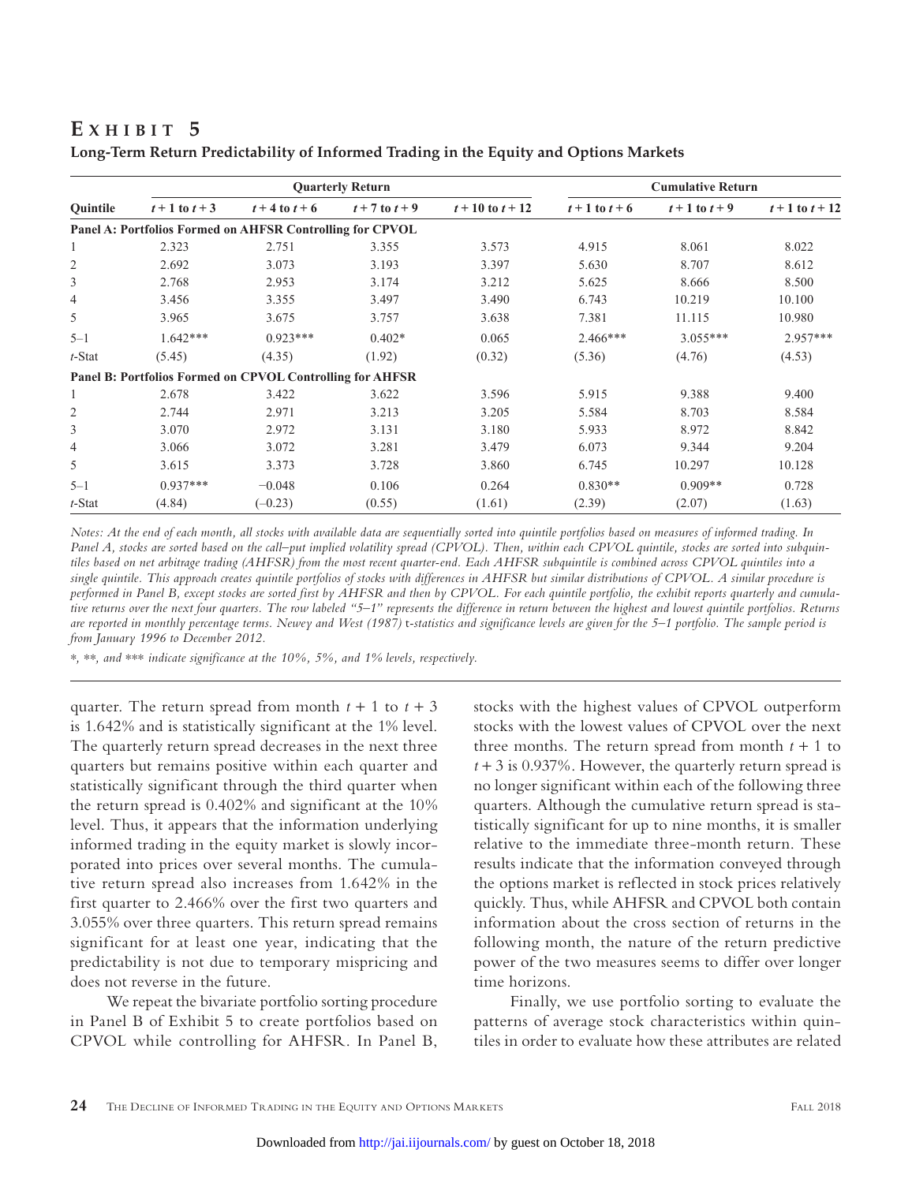## Exhibit 5

**Long-Term Return Predictability of Informed Trading in the Equity and Options Markets**

| Quintile | Quarterly Return | | | | Cumulative Return | | |
|---|---|---|---|---|---|---|---|
| | $t+1$ to $t+3$ | $t+4$ to $t+6$ | $t+7$ to $t+9$ | $t+10$ to $t+12$ | $t+1$ to $t+6$ | $t+1$ to $t+9$ | $t+1$ to $t+12$ |
| **Panel A: Portfolios Formed on AHFSR Controlling for CPVOL** | | | | | | | |
| 1 | 2.323 | 2.751 | 3.355 | 3.573 | 4.915 | 8.061 | 8.022 |
| 2 | 2.692 | 3.073 | 3.193 | 3.397 | 5.630 | 8.707 | 8.612 |
| 3 | 2.768 | 2.953 | 3.174 | 3.212 | 5.625 | 8.666 | 8.500 |
| 4 | 3.456 | 3.355 | 3.497 | 3.490 | 6.743 | 10.219 | 10.100 |
| 5 | 3.965 | 3.675 | 3.757 | 3.638 | 7.381 | 11.115 | 10.980 |
| 5–1 | 1.642*** | 0.923*** | 0.402* | 0.065 | 2.466*** | 3.055*** | 2.957*** |
| $t$-Stat | (5.45) | (4.35) | (1.92) | (0.32) | (5.36) | (4.76) | (4.53) |
| **Panel B: Portfolios Formed on CPVOL Controlling for AHFSR** | | | | | | | |
| 1 | 2.678 | 3.422 | 3.622 | 3.596 | 5.915 | 9.388 | 9.400 |
| 2 | 2.744 | 2.971 | 3.213 | 3.205 | 5.584 | 8.703 | 8.584 |
| 3 | 3.070 | 2.972 | 3.131 | 3.180 | 5.933 | 8.972 | 8.842 |
| 4 | 3.066 | 3.072 | 3.281 | 3.479 | 6.073 | 9.344 | 9.204 |
| 5 | 3.615 | 3.373 | 3.728 | 3.860 | 6.745 | 10.297 | 10.128 |
| 5–1 | 0.937*** | −0.048 | 0.106 | 0.264 | 0.830** | 0.909** | 0.728 |
| $t$-Stat | (4.84) | (−0.23) | (0.55) | (1.61) | (2.39) | (2.07) | (1.63) |

*Notes: At the end of each month, all stocks with available data are sequentially sorted into quintile portfolios based on measures of informed trading. In Panel A, stocks are sorted based on the call–put implied volatility spread (CPVOL). Then, within each CPVOL quintile, stocks are sorted into subquintiles based on net arbitrage trading (AHFSR) from the most recent quarter-end. Each AHFSR subquintile is combined across CPVOL quintiles into a single quintile. This approach creates quintile portfolios of stocks with differences in AHFSR but similar distributions of CPVOL. A similar procedure is performed in Panel B, except stocks are sorted first by AHFSR and then by CPVOL. For each quintile portfolio, the exhibit reports quarterly and cumulative returns over the next four quarters. The row labeled "5–1" represents the difference in return between the highest and lowest quintile portfolios. Returns are reported in monthly percentage terms. Newey and West (1987) t-statistics and significance levels are given for the 5–1 portfolio. The sample period is from January 1996 to December 2012.*

*\*, \*\*, and \*\*\* indicate significance at the 10%, 5%, and 1% levels, respectively.*

quarter. The return spread from month $t + 1$ to $t + 3$ is 1.642% and is statistically significant at the 1% level. The quarterly return spread decreases in the next three quarters but remains positive within each quarter and statistically significant through the third quarter when the return spread is 0.402% and significant at the 10% level. Thus, it appears that the information underlying informed trading in the equity market is slowly incorporated into prices over several months. The cumulative return spread also increases from 1.642% in the first quarter to 2.466% over the first two quarters and 3.055% over three quarters. This return spread remains significant for at least one year, indicating that the predictability is not due to temporary mispricing and does not reverse in the future.

We repeat the bivariate portfolio sorting procedure in Panel B of Exhibit 5 to create portfolios based on CPVOL while controlling for AHFSR. In Panel B, stocks with the highest values of CPVOL outperform stocks with the lowest values of CPVOL over the next three months. The return spread from month $t + 1$ to $t + 3$ is 0.937%. However, the quarterly return spread is no longer significant within each of the following three quarters. Although the cumulative return spread is statistically significant for up to nine months, it is smaller relative to the immediate three-month return. These results indicate that the information conveyed through the options market is reflected in stock prices relatively quickly. Thus, while AHFSR and CPVOL both contain information about the cross section of returns in the following month, the nature of the return predictive power of the two measures seems to differ over longer time horizons.

Finally, we use portfolio sorting to evaluate the patterns of average stock characteristics within quintiles in order to evaluate how these attributes are related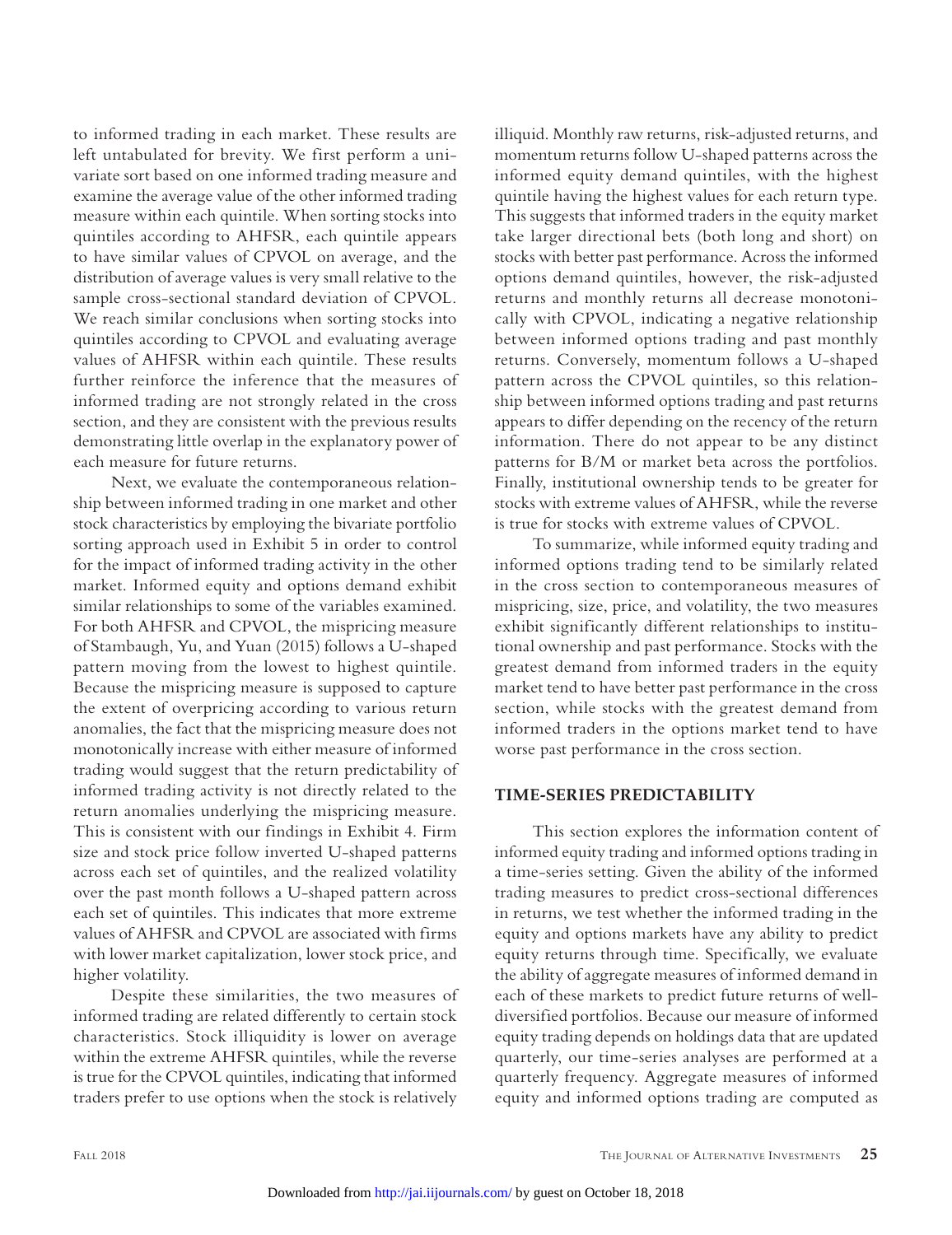to informed trading in each market. These results are left untabulated for brevity. We first perform a univariate sort based on one informed trading measure and examine the average value of the other informed trading measure within each quintile. When sorting stocks into quintiles according to AHFSR, each quintile appears to have similar values of CPVOL on average, and the distribution of average values is very small relative to the sample cross-sectional standard deviation of CPVOL. We reach similar conclusions when sorting stocks into quintiles according to CPVOL and evaluating average values of AHFSR within each quintile. These results further reinforce the inference that the measures of informed trading are not strongly related in the cross section, and they are consistent with the previous results demonstrating little overlap in the explanatory power of each measure for future returns.

Next, we evaluate the contemporaneous relationship between informed trading in one market and other stock characteristics by employing the bivariate portfolio sorting approach used in Exhibit 5 in order to control for the impact of informed trading activity in the other market. Informed equity and options demand exhibit similar relationships to some of the variables examined. For both AHFSR and CPVOL, the mispricing measure of Stambaugh, Yu, and Yuan (2015) follows a U-shaped pattern moving from the lowest to highest quintile. Because the mispricing measure is supposed to capture the extent of overpricing according to various return anomalies, the fact that the mispricing measure does not monotonically increase with either measure of informed trading would suggest that the return predictability of informed trading activity is not directly related to the return anomalies underlying the mispricing measure. This is consistent with our findings in Exhibit 4. Firm size and stock price follow inverted U-shaped patterns across each set of quintiles, and the realized volatility over the past month follows a U-shaped pattern across each set of quintiles. This indicates that more extreme values of AHFSR and CPVOL are associated with firms with lower market capitalization, lower stock price, and higher volatility.

Despite these similarities, the two measures of informed trading are related differently to certain stock characteristics. Stock illiquidity is lower on average within the extreme AHFSR quintiles, while the reverse is true for the CPVOL quintiles, indicating that informed traders prefer to use options when the stock is relatively illiquid. Monthly raw returns, risk-adjusted returns, and momentum returns follow U-shaped patterns across the informed equity demand quintiles, with the highest quintile having the highest values for each return type. This suggests that informed traders in the equity market take larger directional bets (both long and short) on stocks with better past performance. Across the informed options demand quintiles, however, the risk-adjusted returns and monthly returns all decrease monotonically with CPVOL, indicating a negative relationship between informed options trading and past monthly returns. Conversely, momentum follows a U-shaped pattern across the CPVOL quintiles, so this relationship between informed options trading and past returns appears to differ depending on the recency of the return information. There do not appear to be any distinct patterns for B/M or market beta across the portfolios. Finally, institutional ownership tends to be greater for stocks with extreme values of AHFSR, while the reverse is true for stocks with extreme values of CPVOL.

To summarize, while informed equity trading and informed options trading tend to be similarly related in the cross section to contemporaneous measures of mispricing, size, price, and volatility, the two measures exhibit significantly different relationships to institutional ownership and past performance. Stocks with the greatest demand from informed traders in the equity market tend to have better past performance in the cross section, while stocks with the greatest demand from informed traders in the options market tend to have worse past performance in the cross section.

## TIME-SERIES PREDICTABILITY

This section explores the information content of informed equity trading and informed options trading in a time-series setting. Given the ability of the informed trading measures to predict cross-sectional differences in returns, we test whether the informed trading in the equity and options markets have any ability to predict equity returns through time. Specifically, we evaluate the ability of aggregate measures of informed demand in each of these markets to predict future returns of well-diversified portfolios. Because our measure of informed equity trading depends on holdings data that are updated quarterly, our time-series analyses are performed at a quarterly frequency. Aggregate measures of informed equity and informed options trading are computed as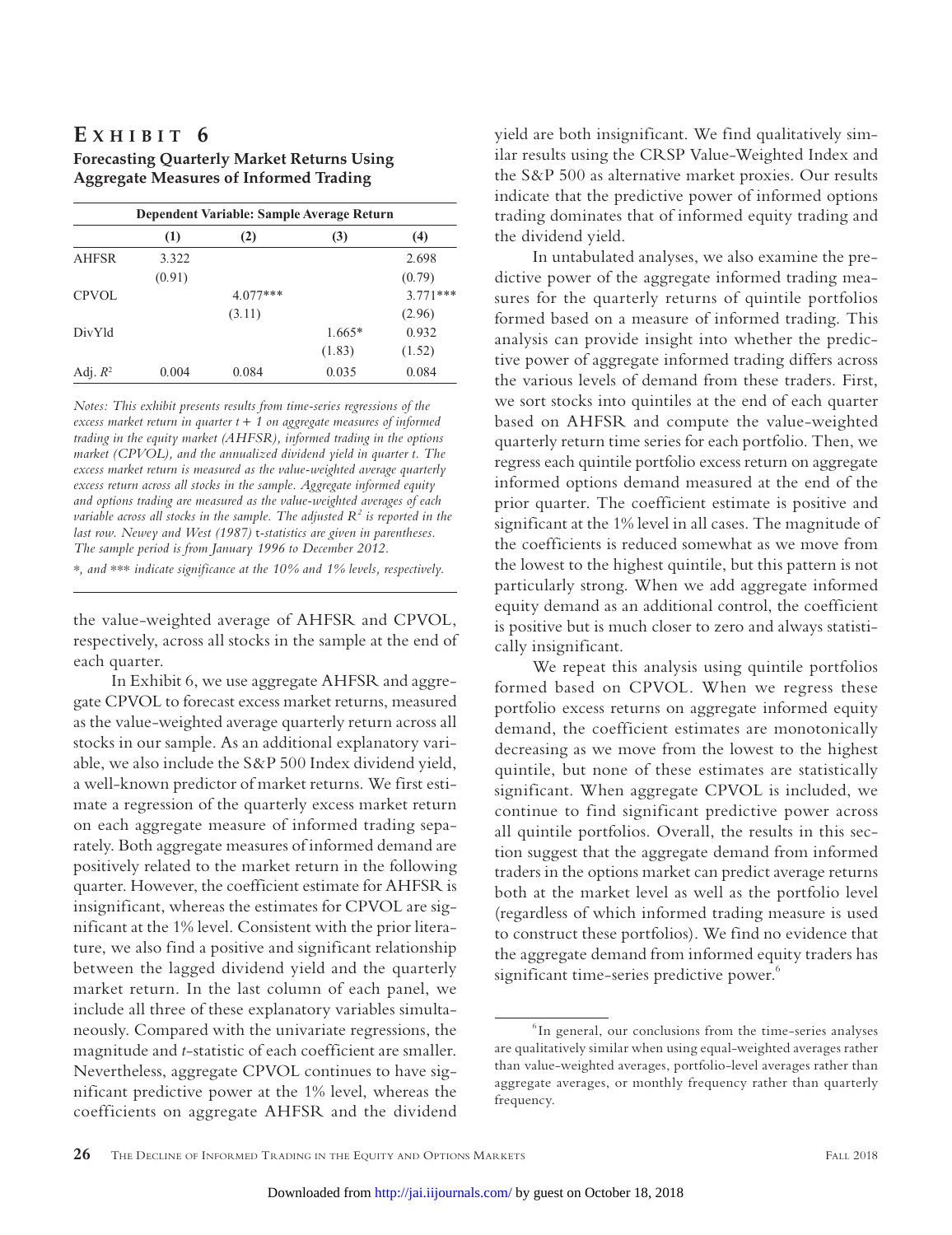## EXHIBIT 6

**Forecasting Quarterly Market Returns Using Aggregate Measures of Informed Trading**

| | Dependent Variable: Sample Average Return | | | |
|---|---|---|---|---|
| | **(1)** | **(2)** | **(3)** | **(4)** |
| AHFSR | 3.322 | | | 2.698 |
| | (0.91) | | | (0.79) |
| CPVOL | | 4.077*** | | 3.771*** |
| | | (3.11) | | (2.96) |
| DivYld | | | 1.665* | 0.932 |
| | | | (1.83) | (1.52) |
| Adj. $R^2$ | 0.004 | 0.084 | 0.035 | 0.084 |

*Notes: This exhibit presents results from time-series regressions of the excess market return in quarter $t + 1$ on aggregate measures of informed trading in the equity market (AHFSR), informed trading in the options market (CPVOL), and the annualized dividend yield in quarter t. The excess market return is measured as the value-weighted average quarterly excess return across all stocks in the sample. Aggregate informed equity and options trading are measured as the value-weighted averages of each variable across all stocks in the sample. The adjusted $R^2$ is reported in the last row. Newey and West (1987) t-statistics are given in parentheses. The sample period is from January 1996 to December 2012.*

*\*, and \*\*\* indicate significance at the 10% and 1% levels, respectively.*

the value-weighted average of AHFSR and CPVOL, respectively, across all stocks in the sample at the end of each quarter.

In Exhibit 6, we use aggregate AHFSR and aggregate CPVOL to forecast excess market returns, measured as the value-weighted average quarterly return across all stocks in our sample. As an additional explanatory variable, we also include the S&P 500 Index dividend yield, a well-known predictor of market returns. We first estimate a regression of the quarterly excess market return on each aggregate measure of informed trading separately. Both aggregate measures of informed demand are positively related to the market return in the following quarter. However, the coefficient estimate for AHFSR is insignificant, whereas the estimates for CPVOL are significant at the 1% level. Consistent with the prior literature, we also find a positive and significant relationship between the lagged dividend yield and the quarterly market return. In the last column of each panel, we include all three of these explanatory variables simultaneously. Compared with the univariate regressions, the magnitude and *t*-statistic of each coefficient are smaller. Nevertheless, aggregate CPVOL continues to have significant predictive power at the 1% level, whereas the coefficients on aggregate AHFSR and the dividend yield are both insignificant. We find qualitatively similar results using the CRSP Value-Weighted Index and the S&P 500 as alternative market proxies. Our results indicate that the predictive power of informed options trading dominates that of informed equity trading and the dividend yield.

In untabulated analyses, we also examine the predictive power of the aggregate informed trading measures for the quarterly returns of quintile portfolios formed based on a measure of informed trading. This analysis can provide insight into whether the predictive power of aggregate informed trading differs across the various levels of demand from these traders. First, we sort stocks into quintiles at the end of each quarter based on AHFSR and compute the value-weighted quarterly return time series for each portfolio. Then, we regress each quintile portfolio excess return on aggregate informed options demand measured at the end of the prior quarter. The coefficient estimate is positive and significant at the 1% level in all cases. The magnitude of the coefficients is reduced somewhat as we move from the lowest to the highest quintile, but this pattern is not particularly strong. When we add aggregate informed equity demand as an additional control, the coefficient is positive but is much closer to zero and always statistically insignificant.

We repeat this analysis using quintile portfolios formed based on CPVOL. When we regress these portfolio excess returns on aggregate informed equity demand, the coefficient estimates are monotonically decreasing as we move from the lowest to the highest quintile, but none of these estimates are statistically significant. When aggregate CPVOL is included, we continue to find significant predictive power across all quintile portfolios. Overall, the results in this section suggest that the aggregate demand from informed traders in the options market can predict average returns both at the market level as well as the portfolio level (regardless of which informed trading measure is used to construct these portfolios). We find no evidence that the aggregate demand from informed equity traders has significant time-series predictive power.[6]

[6] In general, our conclusions from the time-series analyses are qualitatively similar when using equal-weighted averages rather than value-weighted averages, portfolio-level averages rather than aggregate averages, or monthly frequency rather than quarterly frequency.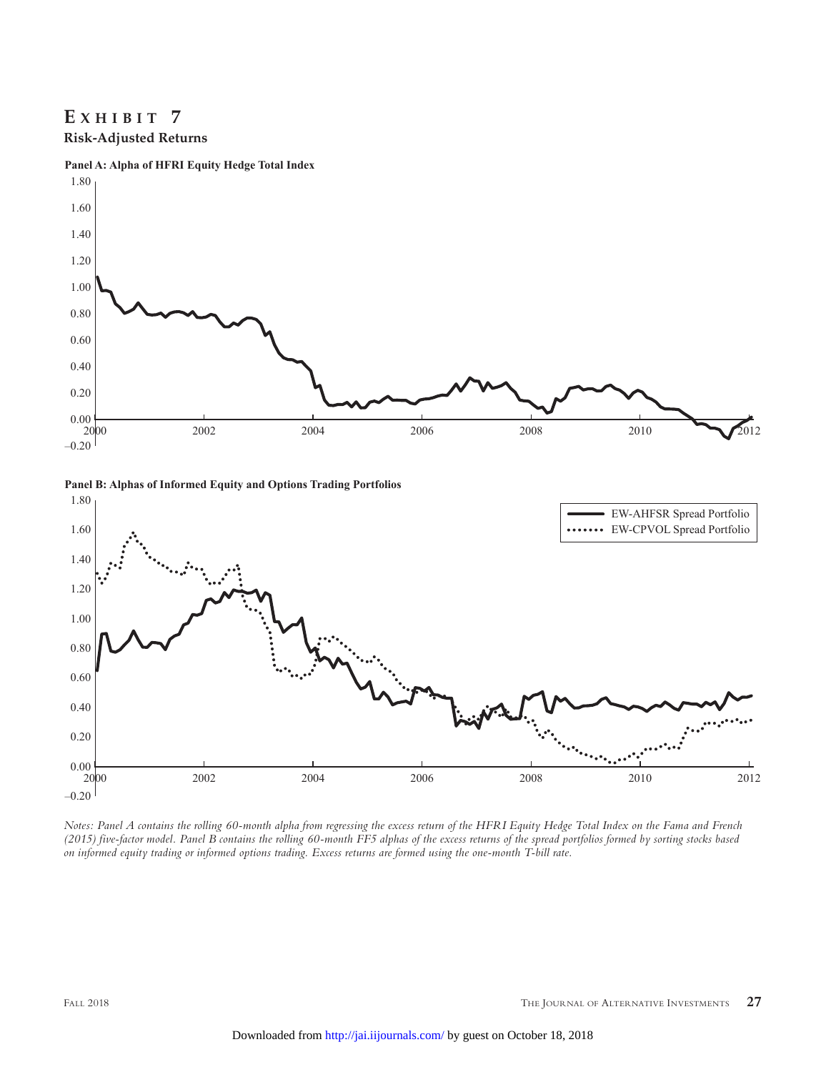# EXHIBIT 7

**Risk-Adjusted Returns**

**Panel A: Alpha of HFRI Equity Hedge Total Index**

**Panel B: Alphas of Informed Equity and Options Trading Portfolios**

EW-AHFSR Spread Portfolio

EW-CPVOL Spread Portfolio

*Notes: Panel A contains the rolling 60-month alpha from regressing the excess return of the HFRI Equity Hedge Total Index on the Fama and French (2015) five-factor model. Panel B contains the rolling 60-month FF5 alphas of the excess returns of the spread portfolios formed by sorting stocks based on informed equity trading or informed options trading. Excess returns are formed using the one-month T-bill rate.*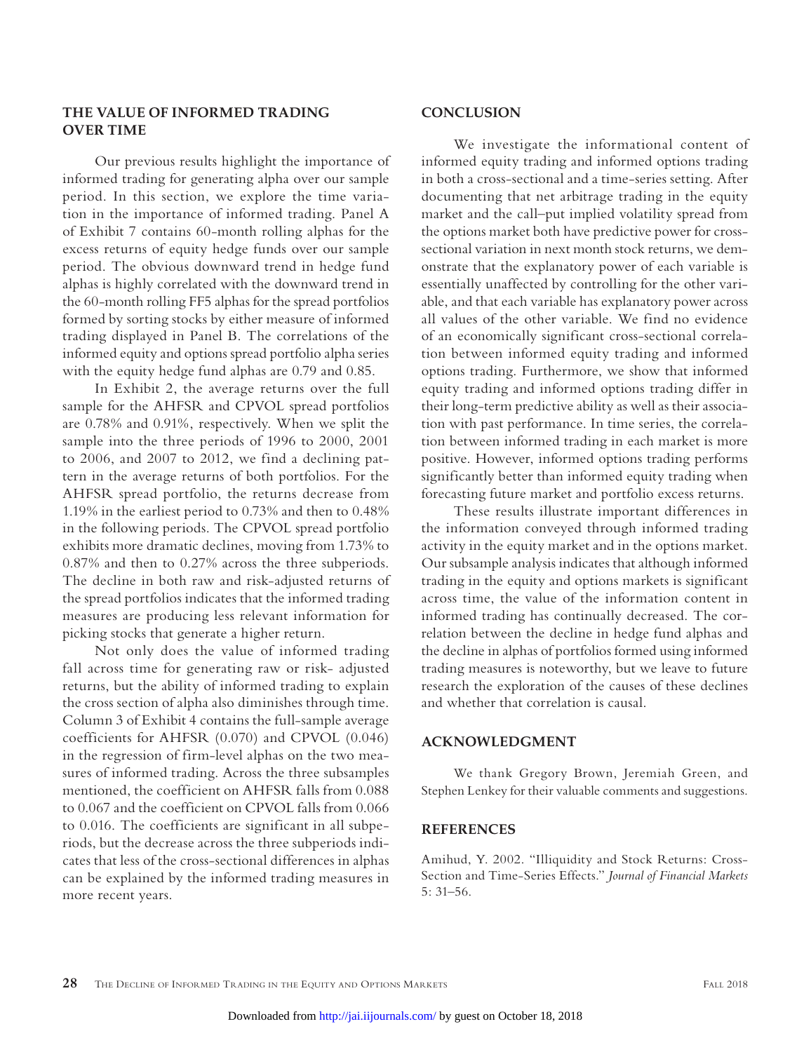## THE VALUE OF INFORMED TRADING OVER TIME

Our previous results highlight the importance of informed trading for generating alpha over our sample period. In this section, we explore the time variation in the importance of informed trading. Panel A of Exhibit 7 contains 60-month rolling alphas for the excess returns of equity hedge funds over our sample period. The obvious downward trend in hedge fund alphas is highly correlated with the downward trend in the 60-month rolling FF5 alphas for the spread portfolios formed by sorting stocks by either measure of informed trading displayed in Panel B. The correlations of the informed equity and options spread portfolio alpha series with the equity hedge fund alphas are 0.79 and 0.85.

In Exhibit 2, the average returns over the full sample for the AHFSR and CPVOL spread portfolios are 0.78% and 0.91%, respectively. When we split the sample into the three periods of 1996 to 2000, 2001 to 2006, and 2007 to 2012, we find a declining pattern in the average returns of both portfolios. For the AHFSR spread portfolio, the returns decrease from 1.19% in the earliest period to 0.73% and then to 0.48% in the following periods. The CPVOL spread portfolio exhibits more dramatic declines, moving from 1.73% to 0.87% and then to 0.27% across the three subperiods. The decline in both raw and risk-adjusted returns of the spread portfolios indicates that the informed trading measures are producing less relevant information for picking stocks that generate a higher return.

Not only does the value of informed trading fall across time for generating raw or risk- adjusted returns, but the ability of informed trading to explain the cross section of alpha also diminishes through time. Column 3 of Exhibit 4 contains the full-sample average coefficients for AHFSR (0.070) and CPVOL (0.046) in the regression of firm-level alphas on the two measures of informed trading. Across the three subsamples mentioned, the coefficient on AHFSR falls from 0.088 to 0.067 and the coefficient on CPVOL falls from 0.066 to 0.016. The coefficients are significant in all subperiods, but the decrease across the three subperiods indicates that less of the cross-sectional differences in alphas can be explained by the informed trading measures in more recent years.

## CONCLUSION

We investigate the informational content of informed equity trading and informed options trading in both a cross-sectional and a time-series setting. After documenting that net arbitrage trading in the equity market and the call–put implied volatility spread from the options market both have predictive power for cross-sectional variation in next month stock returns, we demonstrate that the explanatory power of each variable is essentially unaffected by controlling for the other variable, and that each variable has explanatory power across all values of the other variable. We find no evidence of an economically significant cross-sectional correlation between informed equity trading and informed options trading. Furthermore, we show that informed equity trading and informed options trading differ in their long-term predictive ability as well as their association with past performance. In time series, the correlation between informed trading in each market is more positive. However, informed options trading performs significantly better than informed equity trading when forecasting future market and portfolio excess returns.

These results illustrate important differences in the information conveyed through informed trading activity in the equity market and in the options market. Our subsample analysis indicates that although informed trading in the equity and options markets is significant across time, the value of the information content in informed trading has continually decreased. The correlation between the decline in hedge fund alphas and the decline in alphas of portfolios formed using informed trading measures is noteworthy, but we leave to future research the exploration of the causes of these declines and whether that correlation is causal.

## ACKNOWLEDGMENT

We thank Gregory Brown, Jeremiah Green, and Stephen Lenkey for their valuable comments and suggestions.

## REFERENCES

Amihud, Y. 2002. "Illiquidity and Stock Returns: Cross-Section and Time-Series Effects." *Journal of Financial Markets* 5: 31–56.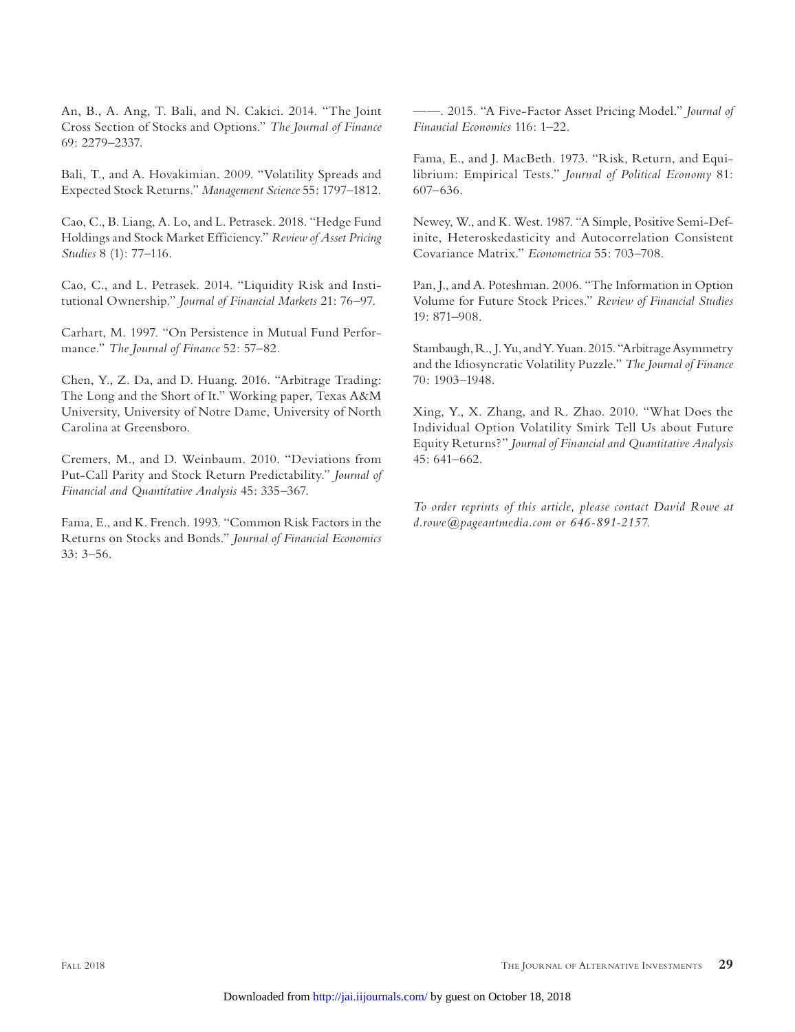An, B., A. Ang, T. Bali, and N. Cakici. 2014. "The Joint Cross Section of Stocks and Options." *The Journal of Finance* 69: 2279–2337.

Bali, T., and A. Hovakimian. 2009. "Volatility Spreads and Expected Stock Returns." *Management Science* 55: 1797–1812.

Cao, C., B. Liang, A. Lo, and L. Petrasek. 2018. "Hedge Fund Holdings and Stock Market Efficiency." *Review of Asset Pricing Studies* 8 (1): 77–116.

Cao, C., and L. Petrasek. 2014. "Liquidity Risk and Institutional Ownership." *Journal of Financial Markets* 21: 76–97.

Carhart, M. 1997. "On Persistence in Mutual Fund Performance." *The Journal of Finance* 52: 57–82.

Chen, Y., Z. Da, and D. Huang. 2016. "Arbitrage Trading: The Long and the Short of It." Working paper, Texas A&M University, University of Notre Dame, University of North Carolina at Greensboro.

Cremers, M., and D. Weinbaum. 2010. "Deviations from Put-Call Parity and Stock Return Predictability." *Journal of Financial and Quantitative Analysis* 45: 335–367.

Fama, E., and K. French. 1993. "Common Risk Factors in the Returns on Stocks and Bonds." *Journal of Financial Economics* 33: 3–56.

——. 2015. "A Five-Factor Asset Pricing Model." *Journal of Financial Economics* 116: 1–22.

Fama, E., and J. MacBeth. 1973. "Risk, Return, and Equilibrium: Empirical Tests." *Journal of Political Economy* 81: 607–636.

Newey, W., and K. West. 1987. "A Simple, Positive Semi-Definite, Heteroskedasticity and Autocorrelation Consistent Covariance Matrix." *Econometrica* 55: 703–708.

Pan, J., and A. Poteshman. 2006. "The Information in Option Volume for Future Stock Prices." *Review of Financial Studies* 19: 871–908.

Stambaugh, R., J. Yu, and Y. Yuan. 2015. "Arbitrage Asymmetry and the Idiosyncratic Volatility Puzzle." *The Journal of Finance* 70: 1903–1948.

Xing, Y., X. Zhang, and R. Zhao. 2010. "What Does the Individual Option Volatility Smirk Tell Us about Future Equity Returns?" *Journal of Financial and Quantitative Analysis* 45: 641–662.

*To order reprints of this article, please contact David Rowe at d.rowe@pageantmedia.com or 646-891-2157.*